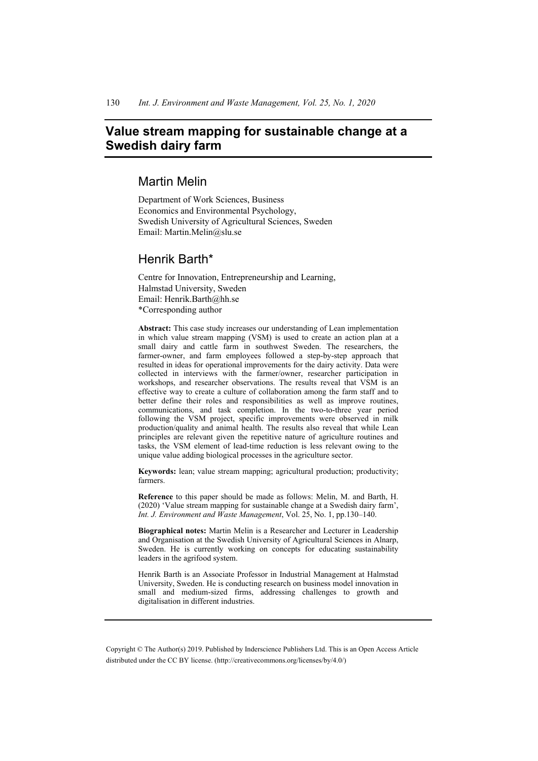# Value stream mapping for sustainable change at a Swedish dairy farm

## Martin Melin

Department of Work Sciences, Business Economics and Environmental Psychology,
Swedish University of Agricultural Sciences, Sweden
Email: Martin.Melin@slu.se

## Henrik Barth*

Centre for Innovation, Entrepreneurship and Learning,
Halmstad University, Sweden
Email: Henrik.Barth@hh.se
*Corresponding author

**Abstract:** This case study increases our understanding of Lean implementation in which value stream mapping (VSM) is used to create an action plan at a small dairy and cattle farm in southwest Sweden. The researchers, the farmer-owner, and farm employees followed a step-by-step approach that resulted in ideas for operational improvements for the dairy activity. Data were collected in interviews with the farmer/owner, researcher participation in workshops, and researcher observations. The results reveal that VSM is an effective way to create a culture of collaboration among the farm staff and to better define their roles and responsibilities as well as improve routines, communications, and task completion. In the two-to-three year period following the VSM project, specific improvements were observed in milk production/quality and animal health. The results also reveal that while Lean principles are relevant given the repetitive nature of agriculture routines and tasks, the VSM element of lead-time reduction is less relevant owing to the unique value adding biological processes in the agriculture sector.

**Keywords:** lean; value stream mapping; agricultural production; productivity; farmers.

**Reference** to this paper should be made as follows: Melin, M. and Barth, H. (2020) 'Value stream mapping for sustainable change at a Swedish dairy farm', *Int. J. Environment and Waste Management*, Vol. 25, No. 1, pp.130–140.

**Biographical notes:** Martin Melin is a Researcher and Lecturer in Leadership and Organisation at the Swedish University of Agricultural Sciences in Alnarp, Sweden. He is currently working on concepts for educating sustainability leaders in the agrifood system.

Henrik Barth is an Associate Professor in Industrial Management at Halmstad University, Sweden. He is conducting research on business model innovation in small and medium-sized firms, addressing challenges to growth and digitalisation in different industries.

Copyright © The Author(s) 2019. Published by Inderscience Publishers Ltd. This is an Open Access Article distributed under the CC BY license. (http://creativecommons.org/licenses/by/4.0/)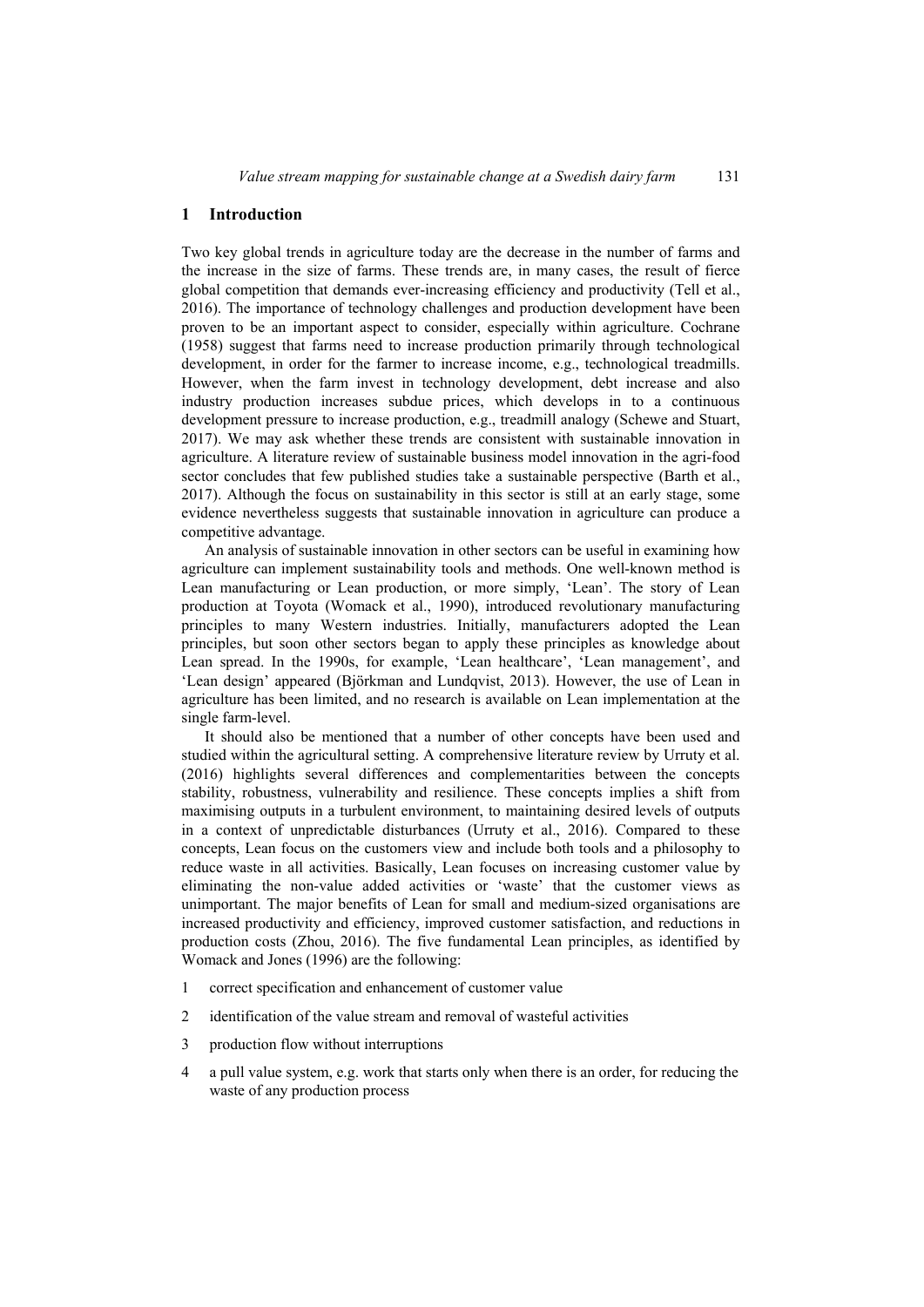## 1 Introduction

Two key global trends in agriculture today are the decrease in the number of farms and the increase in the size of farms. These trends are, in many cases, the result of fierce global competition that demands ever-increasing efficiency and productivity (Tell et al., 2016). The importance of technology challenges and production development have been proven to be an important aspect to consider, especially within agriculture. Cochrane (1958) suggest that farms need to increase production primarily through technological development, in order for the farmer to increase income, e.g., technological treadmills. However, when the farm invest in technology development, debt increase and also industry production increases subdue prices, which develops in to a continuous development pressure to increase production, e.g., treadmill analogy (Schewe and Stuart, 2017). We may ask whether these trends are consistent with sustainable innovation in agriculture. A literature review of sustainable business model innovation in the agri-food sector concludes that few published studies take a sustainable perspective (Barth et al., 2017). Although the focus on sustainability in this sector is still at an early stage, some evidence nevertheless suggests that sustainable innovation in agriculture can produce a competitive advantage.

An analysis of sustainable innovation in other sectors can be useful in examining how agriculture can implement sustainability tools and methods. One well-known method is Lean manufacturing or Lean production, or more simply, 'Lean'. The story of Lean production at Toyota (Womack et al., 1990), introduced revolutionary manufacturing principles to many Western industries. Initially, manufacturers adopted the Lean principles, but soon other sectors began to apply these principles as knowledge about Lean spread. In the 1990s, for example, 'Lean healthcare', 'Lean management', and 'Lean design' appeared (Björkman and Lundqvist, 2013). However, the use of Lean in agriculture has been limited, and no research is available on Lean implementation at the single farm-level.

It should also be mentioned that a number of other concepts have been used and studied within the agricultural setting. A comprehensive literature review by Urruty et al. (2016) highlights several differences and complementarities between the concepts stability, robustness, vulnerability and resilience. These concepts implies a shift from maximising outputs in a turbulent environment, to maintaining desired levels of outputs in a context of unpredictable disturbances (Urruty et al., 2016). Compared to these concepts, Lean focus on the customers view and include both tools and a philosophy to reduce waste in all activities. Basically, Lean focuses on increasing customer value by eliminating the non-value added activities or 'waste' that the customer views as unimportant. The major benefits of Lean for small and medium-sized organisations are increased productivity and efficiency, improved customer satisfaction, and reductions in production costs (Zhou, 2016). The five fundamental Lean principles, as identified by Womack and Jones (1996) are the following:

1. correct specification and enhancement of customer value
2. identification of the value stream and removal of wasteful activities
3. production flow without interruptions
4. a pull value system, e.g. work that starts only when there is an order, for reducing the waste of any production process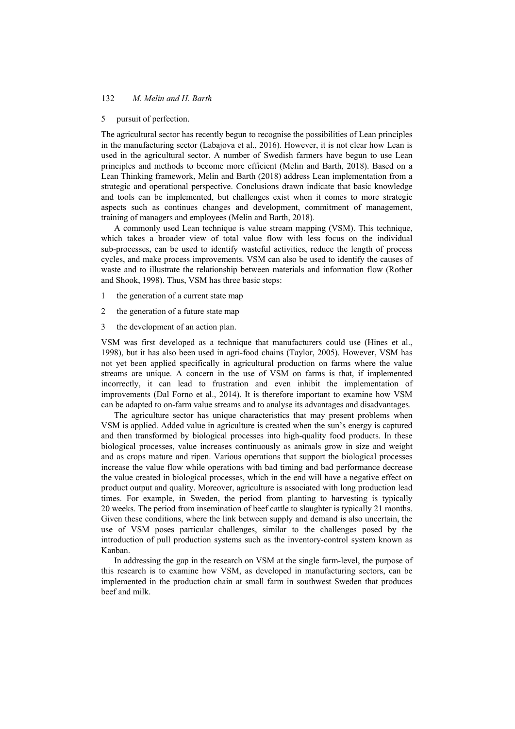5 pursuit of perfection.

The agricultural sector has recently begun to recognise the possibilities of Lean principles in the manufacturing sector (Labajova et al., 2016). However, it is not clear how Lean is used in the agricultural sector. A number of Swedish farmers have begun to use Lean principles and methods to become more efficient (Melin and Barth, 2018). Based on a Lean Thinking framework, Melin and Barth (2018) address Lean implementation from a strategic and operational perspective. Conclusions drawn indicate that basic knowledge and tools can be implemented, but challenges exist when it comes to more strategic aspects such as continues changes and development, commitment of management, training of managers and employees (Melin and Barth, 2018).

A commonly used Lean technique is value stream mapping (VSM). This technique, which takes a broader view of total value flow with less focus on the individual sub-processes, can be used to identify wasteful activities, reduce the length of process cycles, and make process improvements. VSM can also be used to identify the causes of waste and to illustrate the relationship between materials and information flow (Rother and Shook, 1998). Thus, VSM has three basic steps:

1 the generation of a current state map
2 the generation of a future state map
3 the development of an action plan.

VSM was first developed as a technique that manufacturers could use (Hines et al., 1998), but it has also been used in agri-food chains (Taylor, 2005). However, VSM has not yet been applied specifically in agricultural production on farms where the value streams are unique. A concern in the use of VSM on farms is that, if implemented incorrectly, it can lead to frustration and even inhibit the implementation of improvements (Dal Forno et al., 2014). It is therefore important to examine how VSM can be adapted to on-farm value streams and to analyse its advantages and disadvantages.

The agriculture sector has unique characteristics that may present problems when VSM is applied. Added value in agriculture is created when the sun's energy is captured and then transformed by biological processes into high-quality food products. In these biological processes, value increases continuously as animals grow in size and weight and as crops mature and ripen. Various operations that support the biological processes increase the value flow while operations with bad timing and bad performance decrease the value created in biological processes, which in the end will have a negative effect on product output and quality. Moreover, agriculture is associated with long production lead times. For example, in Sweden, the period from planting to harvesting is typically 20 weeks. The period from insemination of beef cattle to slaughter is typically 21 months. Given these conditions, where the link between supply and demand is also uncertain, the use of VSM poses particular challenges, similar to the challenges posed by the introduction of pull production systems such as the inventory-control system known as Kanban.

In addressing the gap in the research on VSM at the single farm-level, the purpose of this research is to examine how VSM, as developed in manufacturing sectors, can be implemented in the production chain at small farm in southwest Sweden that produces beef and milk.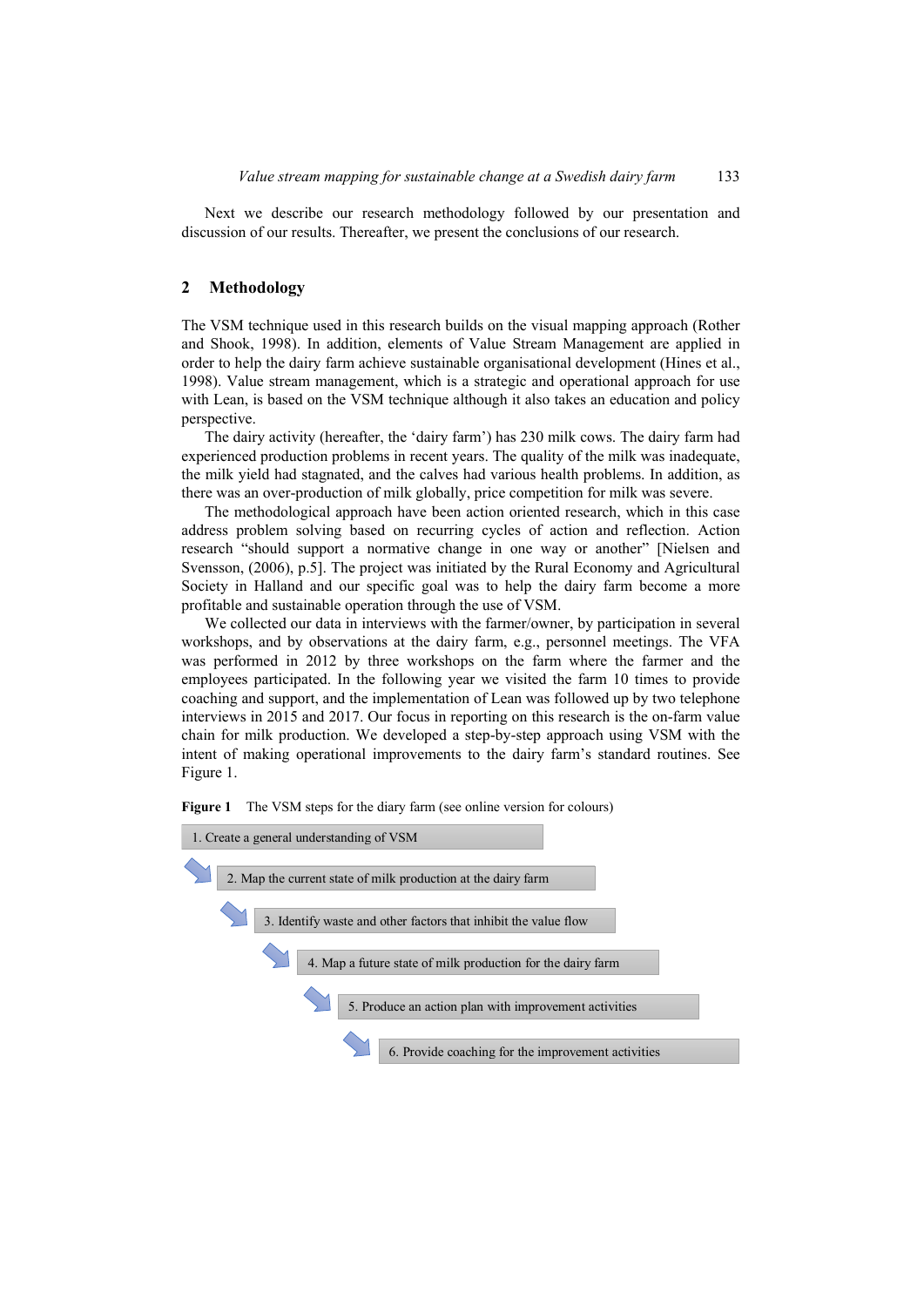Next we describe our research methodology followed by our presentation and discussion of our results. Thereafter, we present the conclusions of our research.

## 2 Methodology

The VSM technique used in this research builds on the visual mapping approach (Rother and Shook, 1998). In addition, elements of Value Stream Management are applied in order to help the dairy farm achieve sustainable organisational development (Hines et al., 1998). Value stream management, which is a strategic and operational approach for use with Lean, is based on the VSM technique although it also takes an education and policy perspective.

The dairy activity (hereafter, the 'dairy farm') has 230 milk cows. The dairy farm had experienced production problems in recent years. The quality of the milk was inadequate, the milk yield had stagnated, and the calves had various health problems. In addition, as there was an over-production of milk globally, price competition for milk was severe.

The methodological approach have been action oriented research, which in this case address problem solving based on recurring cycles of action and reflection. Action research "should support a normative change in one way or another" [Nielsen and Svensson, (2006), p.5]. The project was initiated by the Rural Economy and Agricultural Society in Halland and our specific goal was to help the dairy farm become a more profitable and sustainable operation through the use of VSM.

We collected our data in interviews with the farmer/owner, by participation in several workshops, and by observations at the dairy farm, e.g., personnel meetings. The VFA was performed in 2012 by three workshops on the farm where the farmer and the employees participated. In the following year we visited the farm 10 times to provide coaching and support, and the implementation of Lean was followed up by two telephone interviews in 2015 and 2017. Our focus in reporting on this research is the on-farm value chain for milk production. We developed a step-by-step approach using VSM with the intent of making operational improvements to the dairy farm's standard routines. See Figure 1.

**Figure 1** The VSM steps for the diary farm (see online version for colours)

1. Create a general understanding of VSM
2. Map the current state of milk production at the dairy farm
3. Identify waste and other factors that inhibit the value flow
4. Map a future state of milk production for the dairy farm
5. Produce an action plan with improvement activities
6. Provide coaching for the improvement activities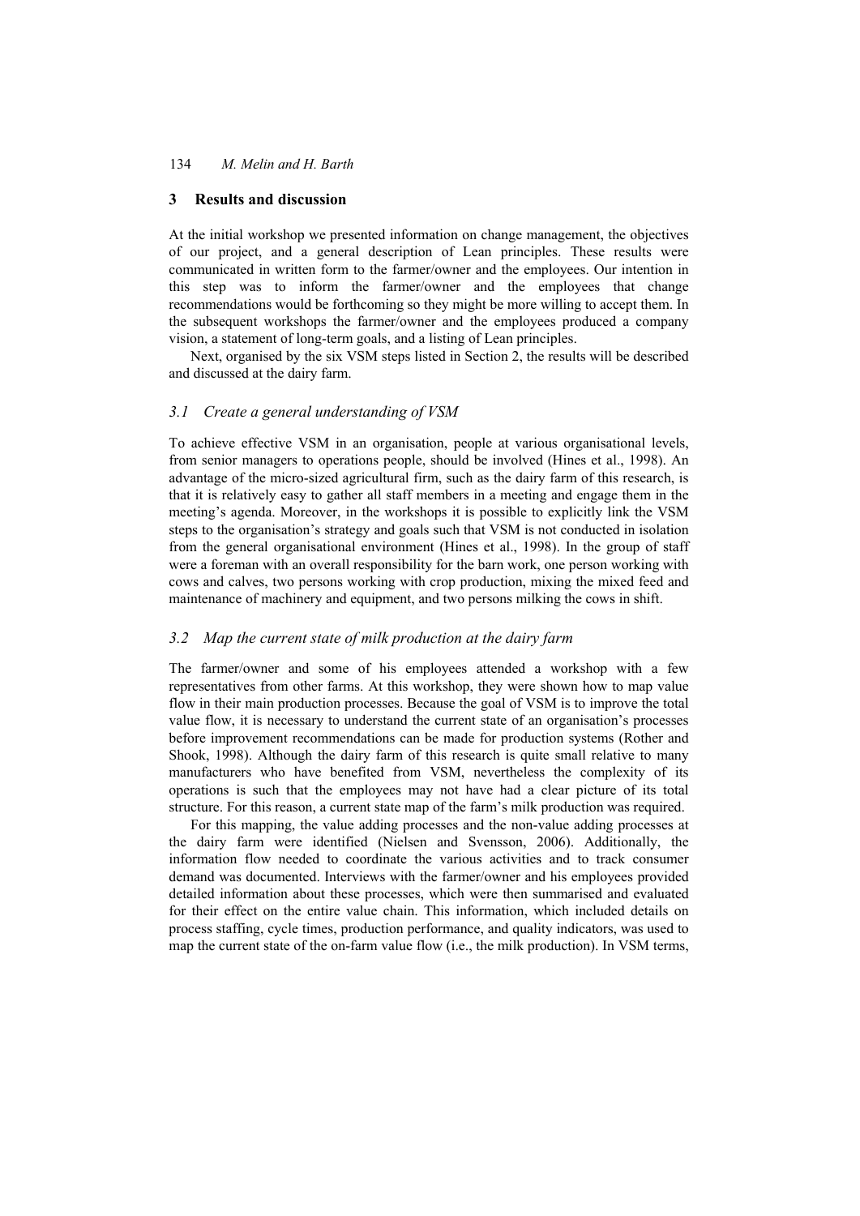## 3 Results and discussion

At the initial workshop we presented information on change management, the objectives of our project, and a general description of Lean principles. These results were communicated in written form to the farmer/owner and the employees. Our intention in this step was to inform the farmer/owner and the employees that change recommendations would be forthcoming so they might be more willing to accept them. In the subsequent workshops the farmer/owner and the employees produced a company vision, a statement of long-term goals, and a listing of Lean principles.

Next, organised by the six VSM steps listed in Section 2, the results will be described and discussed at the dairy farm.

### *3.1 Create a general understanding of VSM*

To achieve effective VSM in an organisation, people at various organisational levels, from senior managers to operations people, should be involved (Hines et al., 1998). An advantage of the micro-sized agricultural firm, such as the dairy farm of this research, is that it is relatively easy to gather all staff members in a meeting and engage them in the meeting's agenda. Moreover, in the workshops it is possible to explicitly link the VSM steps to the organisation's strategy and goals such that VSM is not conducted in isolation from the general organisational environment (Hines et al., 1998). In the group of staff were a foreman with an overall responsibility for the barn work, one person working with cows and calves, two persons working with crop production, mixing the mixed feed and maintenance of machinery and equipment, and two persons milking the cows in shift.

### *3.2 Map the current state of milk production at the dairy farm*

The farmer/owner and some of his employees attended a workshop with a few representatives from other farms. At this workshop, they were shown how to map value flow in their main production processes. Because the goal of VSM is to improve the total value flow, it is necessary to understand the current state of an organisation's processes before improvement recommendations can be made for production systems (Rother and Shook, 1998). Although the dairy farm of this research is quite small relative to many manufacturers who have benefited from VSM, nevertheless the complexity of its operations is such that the employees may not have had a clear picture of its total structure. For this reason, a current state map of the farm's milk production was required.

For this mapping, the value adding processes and the non-value adding processes at the dairy farm were identified (Nielsen and Svensson, 2006). Additionally, the information flow needed to coordinate the various activities and to track consumer demand was documented. Interviews with the farmer/owner and his employees provided detailed information about these processes, which were then summarised and evaluated for their effect on the entire value chain. This information, which included details on process staffing, cycle times, production performance, and quality indicators, was used to map the current state of the on-farm value flow (i.e., the milk production). In VSM terms,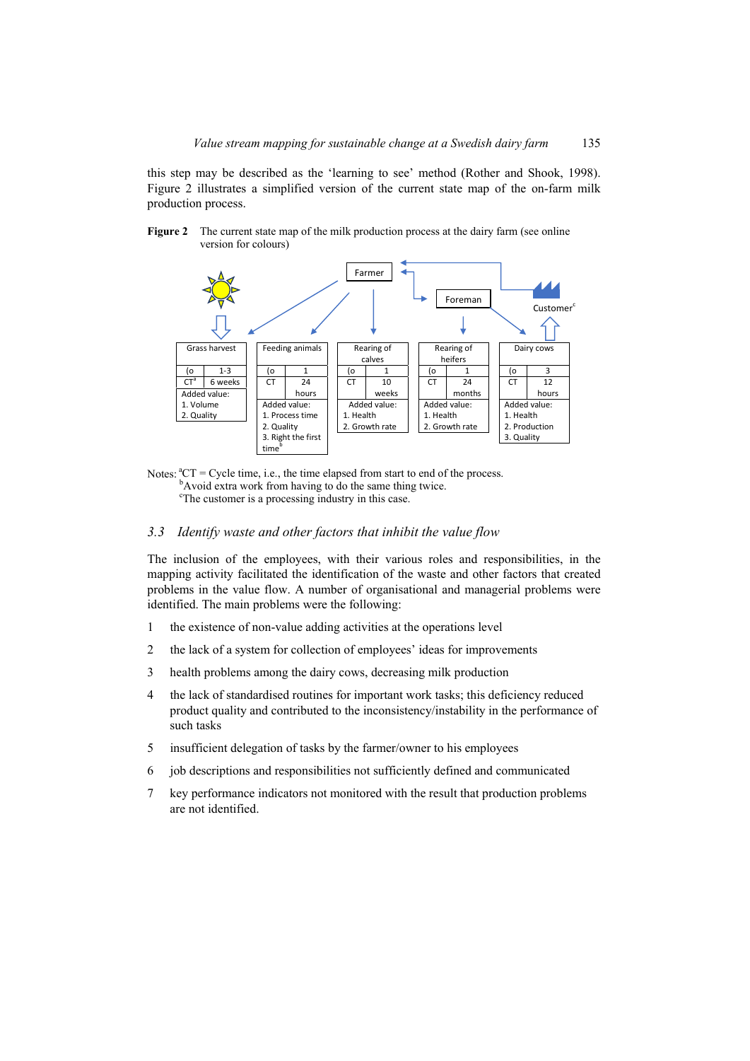this step may be described as the 'learning to see' method (Rother and Shook, 1998). Figure 2 illustrates a simplified version of the current state map of the on-farm milk production process.

**Figure 2** The current state map of the milk production process at the dairy farm (see online version for colours)

| Grass harvest | Feeding animals | Rearing of calves | Rearing of heifers | Dairy cows |
|---|---|---|---|---|
| (o: 1-3 | (o: 1 | (o: 1 | (o: 1 | (o: 3 |
| CT[a]: 6 weeks | CT: 24 hours | CT: 10 weeks | CT: 24 months | CT: 12 hours |
| Added value: 1. Volume 2. Quality | Added value: 1. Process time 2. Quality 3. Right the first time[b] | Added value: 1. Health 2. Growth rate | Added value: 1. Health 2. Growth rate | Added value: 1. Health 2. Production 3. Quality |

Farmer; Foreman; Customer[c]

Notes: [a]CT = Cycle time, i.e., the time elapsed from start to end of the process.
[b]Avoid extra work from having to do the same thing twice.
[c]The customer is a processing industry in this case.

### 3.3 *Identify waste and other factors that inhibit the value flow*

The inclusion of the employees, with their various roles and responsibilities, in the mapping activity facilitated the identification of the waste and other factors that created problems in the value flow. A number of organisational and managerial problems were identified. The main problems were the following:

1. the existence of non-value adding activities at the operations level
2. the lack of a system for collection of employees' ideas for improvements
3. health problems among the dairy cows, decreasing milk production
4. the lack of standardised routines for important work tasks; this deficiency reduced product quality and contributed to the inconsistency/instability in the performance of such tasks
5. insufficient delegation of tasks by the farmer/owner to his employees
6. job descriptions and responsibilities not sufficiently defined and communicated
7. key performance indicators not monitored with the result that production problems are not identified.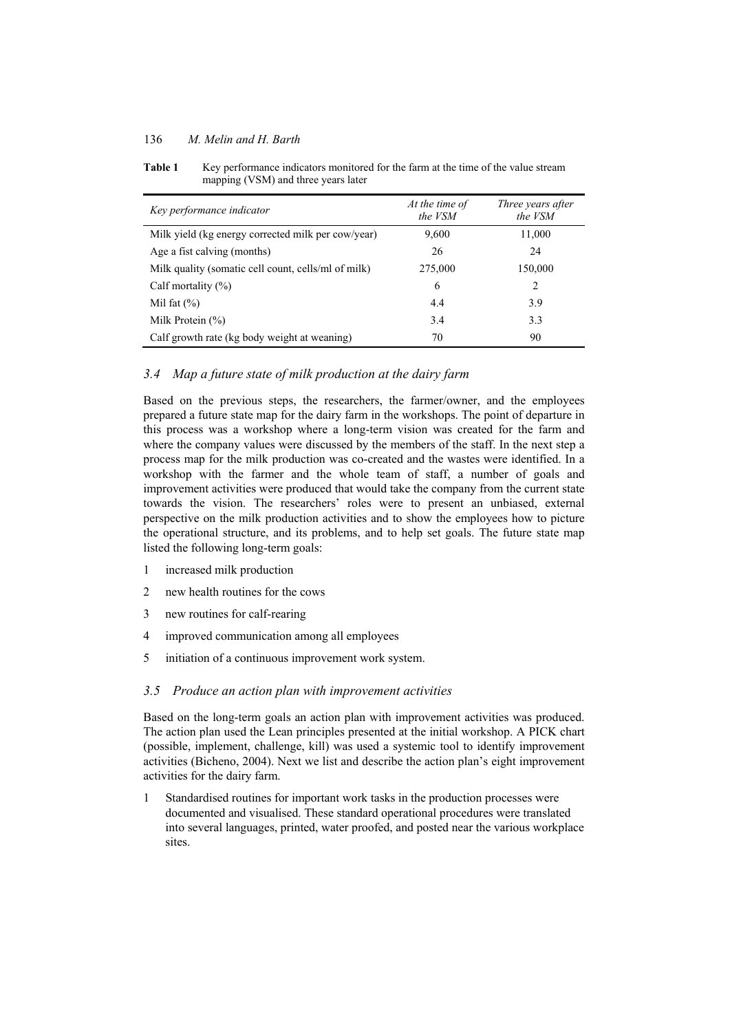**Table 1** Key performance indicators monitored for the farm at the time of the value stream mapping (VSM) and three years later

| *Key performance indicator* | *At the time of the VSM* | *Three years after the VSM* |
|---|---|---|
| Milk yield (kg energy corrected milk per cow/year) | 9,600 | 11,000 |
| Age a fist calving (months) | 26 | 24 |
| Milk quality (somatic cell count, cells/ml of milk) | 275,000 | 150,000 |
| Calf mortality (%) | 6 | 2 |
| Mil fat (%) | 4.4 | 3.9 |
| Milk Protein (%) | 3.4 | 3.3 |
| Calf growth rate (kg body weight at weaning) | 70 | 90 |

### *3.4 Map a future state of milk production at the dairy farm*

Based on the previous steps, the researchers, the farmer/owner, and the employees prepared a future state map for the dairy farm in the workshops. The point of departure in this process was a workshop where a long-term vision was created for the farm and where the company values were discussed by the members of the staff. In the next step a process map for the milk production was co-created and the wastes were identified. In a workshop with the farmer and the whole team of staff, a number of goals and improvement activities were produced that would take the company from the current state towards the vision. The researchers' roles were to present an unbiased, external perspective on the milk production activities and to show the employees how to picture the operational structure, and its problems, and to help set goals. The future state map listed the following long-term goals:

1. increased milk production
2. new health routines for the cows
3. new routines for calf-rearing
4. improved communication among all employees
5. initiation of a continuous improvement work system.

### *3.5 Produce an action plan with improvement activities*

Based on the long-term goals an action plan with improvement activities was produced. The action plan used the Lean principles presented at the initial workshop. A PICK chart (possible, implement, challenge, kill) was used a systemic tool to identify improvement activities (Bicheno, 2004). Next we list and describe the action plan's eight improvement activities for the dairy farm.

1. Standardised routines for important work tasks in the production processes were documented and visualised. These standard operational procedures were translated into several languages, printed, water proofed, and posted near the various workplace sites.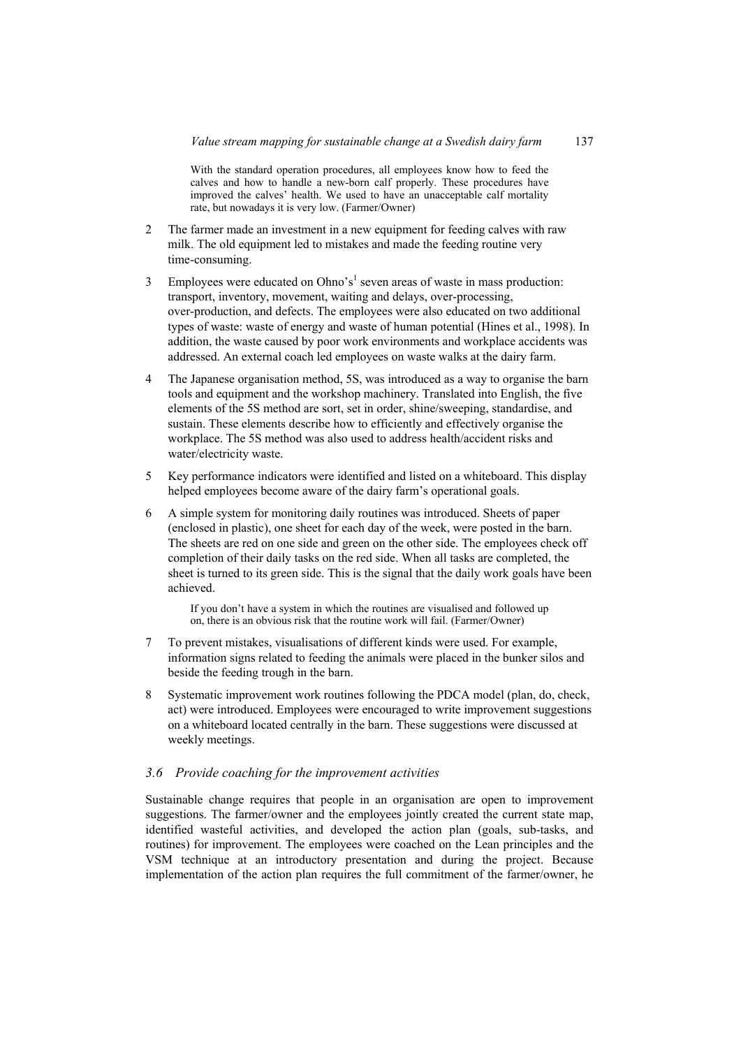> With the standard operation procedures, all employees know how to feed the calves and how to handle a new-born calf properly. These procedures have improved the calves' health. We used to have an unacceptable calf mortality rate, but nowadays it is very low. (Farmer/Owner)

2. The farmer made an investment in a new equipment for feeding calves with raw milk. The old equipment led to mistakes and made the feeding routine very time-consuming.
3. Employees were educated on Ohno's[1] seven areas of waste in mass production: transport, inventory, movement, waiting and delays, over-processing, over-production, and defects. The employees were also educated on two additional types of waste: waste of energy and waste of human potential (Hines et al., 1998). In addition, the waste caused by poor work environments and workplace accidents was addressed. An external coach led employees on waste walks at the dairy farm.
4. The Japanese organisation method, 5S, was introduced as a way to organise the barn tools and equipment and the workshop machinery. Translated into English, the five elements of the 5S method are sort, set in order, shine/sweeping, standardise, and sustain. These elements describe how to efficiently and effectively organise the workplace. The 5S method was also used to address health/accident risks and water/electricity waste.
5. Key performance indicators were identified and listed on a whiteboard. This display helped employees become aware of the dairy farm's operational goals.
6. A simple system for monitoring daily routines was introduced. Sheets of paper (enclosed in plastic), one sheet for each day of the week, were posted in the barn. The sheets are red on one side and green on the other side. The employees check off completion of their daily tasks on the red side. When all tasks are completed, the sheet is turned to its green side. This is the signal that the daily work goals have been achieved.

   > If you don't have a system in which the routines are visualised and followed up on, there is an obvious risk that the routine work will fail. (Farmer/Owner)

7. To prevent mistakes, visualisations of different kinds were used. For example, information signs related to feeding the animals were placed in the bunker silos and beside the feeding trough in the barn.
8. Systematic improvement work routines following the PDCA model (plan, do, check, act) were introduced. Employees were encouraged to write improvement suggestions on a whiteboard located centrally in the barn. These suggestions were discussed at weekly meetings.

### *3.6 Provide coaching for the improvement activities*

Sustainable change requires that people in an organisation are open to improvement suggestions. The farmer/owner and the employees jointly created the current state map, identified wasteful activities, and developed the action plan (goals, sub-tasks, and routines) for improvement. The employees were coached on the Lean principles and the VSM technique at an introductory presentation and during the project. Because implementation of the action plan requires the full commitment of the farmer/owner, he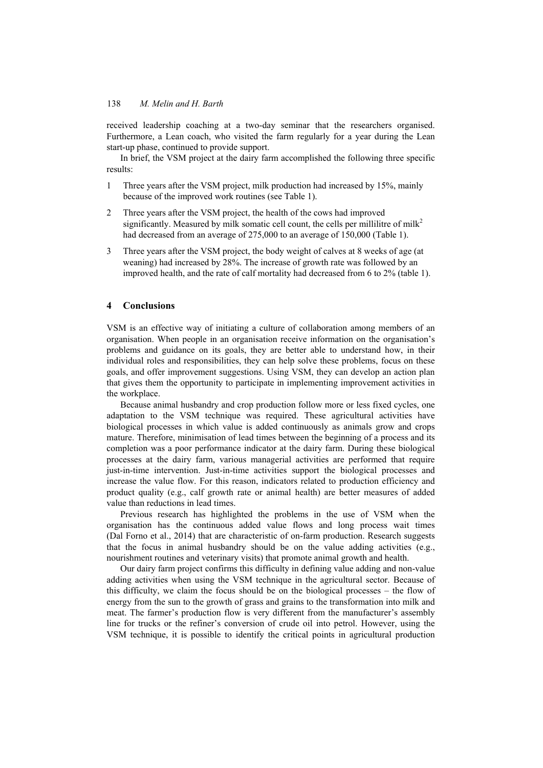received leadership coaching at a two-day seminar that the researchers organised. Furthermore, a Lean coach, who visited the farm regularly for a year during the Lean start-up phase, continued to provide support.

In brief, the VSM project at the dairy farm accomplished the following three specific results:

1. Three years after the VSM project, milk production had increased by 15%, mainly because of the improved work routines (see Table 1).
2. Three years after the VSM project, the health of the cows had improved significantly. Measured by milk somatic cell count, the cells per millilitre of milk[2] had decreased from an average of 275,000 to an average of 150,000 (Table 1).
3. Three years after the VSM project, the body weight of calves at 8 weeks of age (at weaning) had increased by 28%. The increase of growth rate was followed by an improved health, and the rate of calf mortality had decreased from 6 to 2% (table 1).

## 4 Conclusions

VSM is an effective way of initiating a culture of collaboration among members of an organisation. When people in an organisation receive information on the organisation's problems and guidance on its goals, they are better able to understand how, in their individual roles and responsibilities, they can help solve these problems, focus on these goals, and offer improvement suggestions. Using VSM, they can develop an action plan that gives them the opportunity to participate in implementing improvement activities in the workplace.

Because animal husbandry and crop production follow more or less fixed cycles, one adaptation to the VSM technique was required. These agricultural activities have biological processes in which value is added continuously as animals grow and crops mature. Therefore, minimisation of lead times between the beginning of a process and its completion was a poor performance indicator at the dairy farm. During these biological processes at the dairy farm, various managerial activities are performed that require just-in-time intervention. Just-in-time activities support the biological processes and increase the value flow. For this reason, indicators related to production efficiency and product quality (e.g., calf growth rate or animal health) are better measures of added value than reductions in lead times.

Previous research has highlighted the problems in the use of VSM when the organisation has the continuous added value flows and long process wait times (Dal Forno et al., 2014) that are characteristic of on-farm production. Research suggests that the focus in animal husbandry should be on the value adding activities (e.g., nourishment routines and veterinary visits) that promote animal growth and health.

Our dairy farm project confirms this difficulty in defining value adding and non-value adding activities when using the VSM technique in the agricultural sector. Because of this difficulty, we claim the focus should be on the biological processes – the flow of energy from the sun to the growth of grass and grains to the transformation into milk and meat. The farmer's production flow is very different from the manufacturer's assembly line for trucks or the refiner's conversion of crude oil into petrol. However, using the VSM technique, it is possible to identify the critical points in agricultural production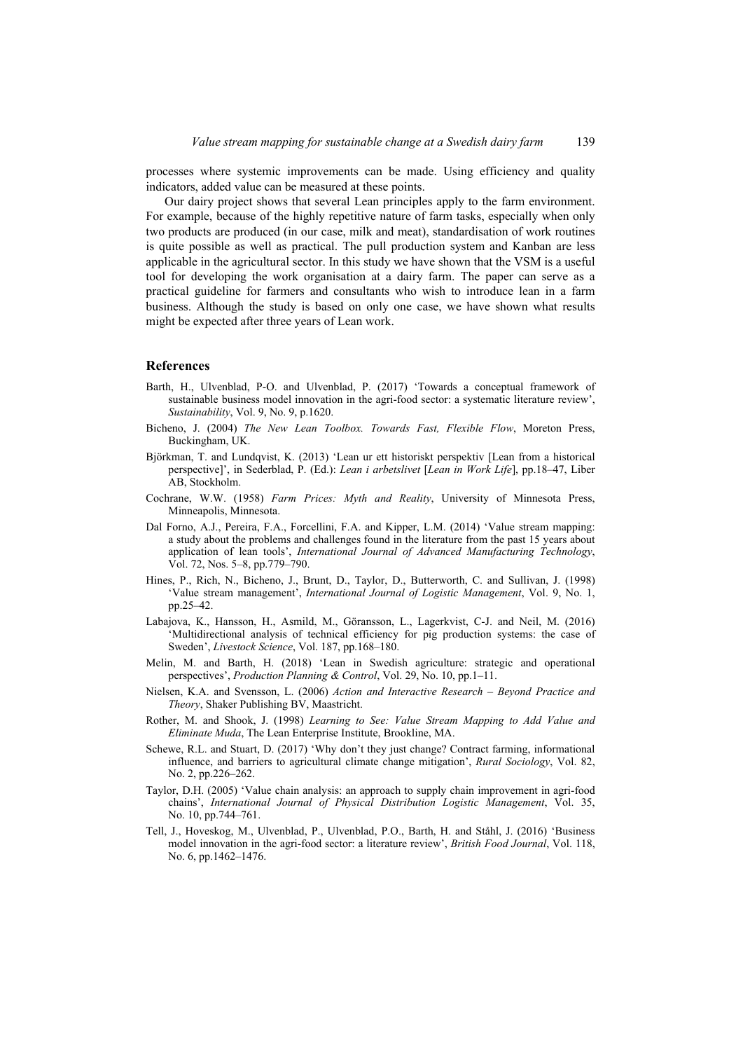processes where systemic improvements can be made. Using efficiency and quality indicators, added value can be measured at these points.

Our dairy project shows that several Lean principles apply to the farm environment. For example, because of the highly repetitive nature of farm tasks, especially when only two products are produced (in our case, milk and meat), standardisation of work routines is quite possible as well as practical. The pull production system and Kanban are less applicable in the agricultural sector. In this study we have shown that the VSM is a useful tool for developing the work organisation at a dairy farm. The paper can serve as a practical guideline for farmers and consultants who wish to introduce lean in a farm business. Although the study is based on only one case, we have shown what results might be expected after three years of Lean work.

## References

Barth, H., Ulvenblad, P-O. and Ulvenblad, P. (2017) 'Towards a conceptual framework of sustainable business model innovation in the agri-food sector: a systematic literature review', *Sustainability*, Vol. 9, No. 9, p.1620.

Bicheno, J. (2004) *The New Lean Toolbox. Towards Fast, Flexible Flow*, Moreton Press, Buckingham, UK.

Björkman, T. and Lundqvist, K. (2013) 'Lean ur ett historiskt perspektiv [Lean from a historical perspective]', in Sederblad, P. (Ed.): *Lean i arbetslivet* [*Lean in Work Life*], pp.18–47, Liber AB, Stockholm.

Cochrane, W.W. (1958) *Farm Prices: Myth and Reality*, University of Minnesota Press, Minneapolis, Minnesota.

Dal Forno, A.J., Pereira, F.A., Forcellini, F.A. and Kipper, L.M. (2014) 'Value stream mapping: a study about the problems and challenges found in the literature from the past 15 years about application of lean tools', *International Journal of Advanced Manufacturing Technology*, Vol. 72, Nos. 5–8, pp.779–790.

Hines, P., Rich, N., Bicheno, J., Brunt, D., Taylor, D., Butterworth, C. and Sullivan, J. (1998) 'Value stream management', *International Journal of Logistic Management*, Vol. 9, No. 1, pp.25–42.

Labajova, K., Hansson, H., Asmild, M., Göransson, L., Lagerkvist, C-J. and Neil, M. (2016) 'Multidirectional analysis of technical efficiency for pig production systems: the case of Sweden', *Livestock Science*, Vol. 187, pp.168–180.

Melin, M. and Barth, H. (2018) 'Lean in Swedish agriculture: strategic and operational perspectives', *Production Planning & Control*, Vol. 29, No. 10, pp.1–11.

Nielsen, K.A. and Svensson, L. (2006) *Action and Interactive Research – Beyond Practice and Theory*, Shaker Publishing BV, Maastricht.

Rother, M. and Shook, J. (1998) *Learning to See: Value Stream Mapping to Add Value and Eliminate Muda*, The Lean Enterprise Institute, Brookline, MA.

Schewe, R.L. and Stuart, D. (2017) 'Why don't they just change? Contract farming, informational influence, and barriers to agricultural climate change mitigation', *Rural Sociology*, Vol. 82, No. 2, pp.226–262.

Taylor, D.H. (2005) 'Value chain analysis: an approach to supply chain improvement in agri-food chains', *International Journal of Physical Distribution Logistic Management*, Vol. 35, No. 10, pp.744–761.

Tell, J., Hoveskog, M., Ulvenblad, P., Ulvenblad, P.O., Barth, H. and Ståhl, J. (2016) 'Business model innovation in the agri-food sector: a literature review', *British Food Journal*, Vol. 118, No. 6, pp.1462–1476.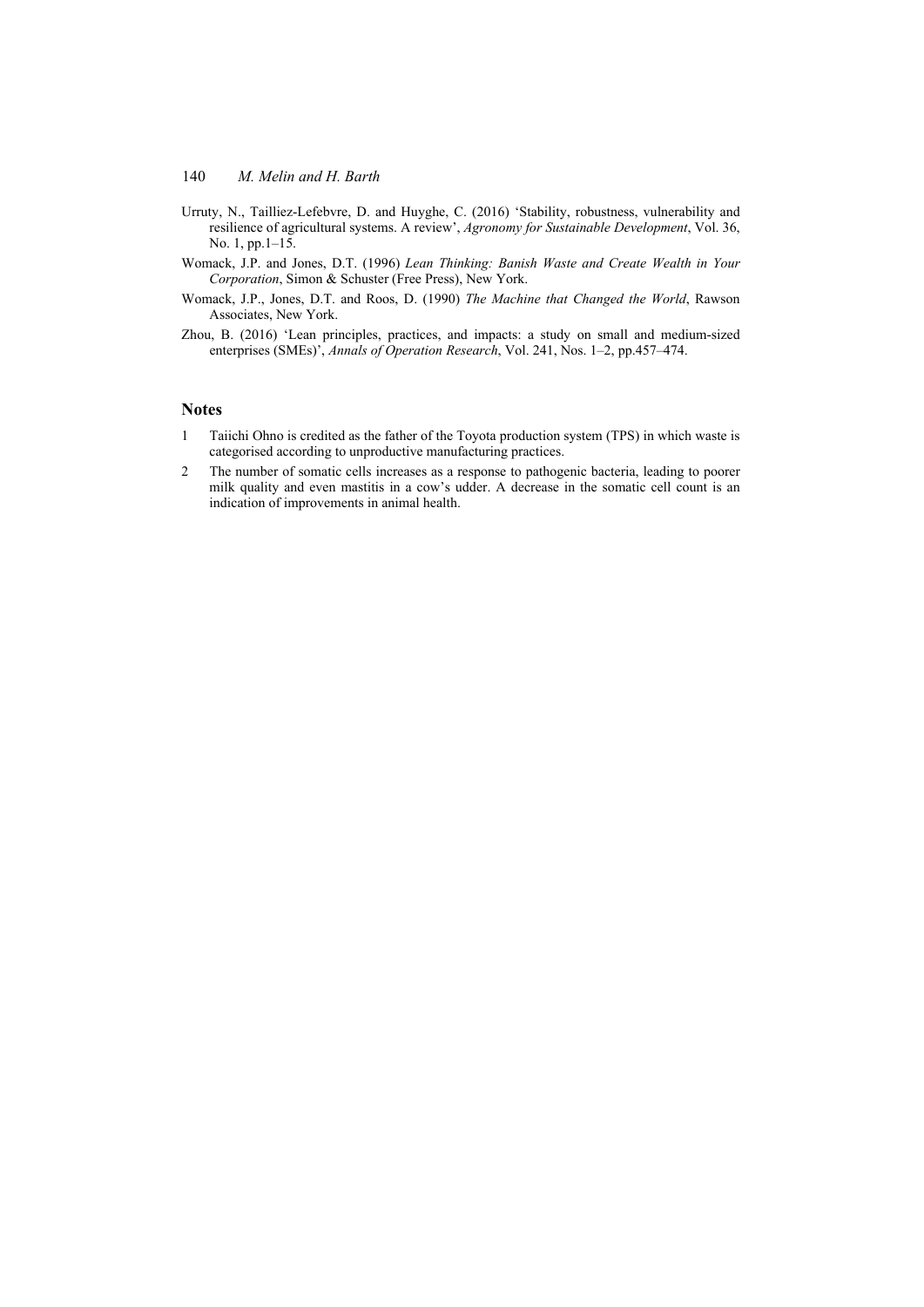Urruty, N., Tailliez-Lefebvre, D. and Huyghe, C. (2016) 'Stability, robustness, vulnerability and resilience of agricultural systems. A review', *Agronomy for Sustainable Development*, Vol. 36, No. 1, pp.1–15.

Womack, J.P. and Jones, D.T. (1996) *Lean Thinking: Banish Waste and Create Wealth in Your Corporation*, Simon & Schuster (Free Press), New York.

Womack, J.P., Jones, D.T. and Roos, D. (1990) *The Machine that Changed the World*, Rawson Associates, New York.

Zhou, B. (2016) 'Lean principles, practices, and impacts: a study on small and medium-sized enterprises (SMEs)', *Annals of Operation Research*, Vol. 241, Nos. 1–2, pp.457–474.

## Notes

1. Taiichi Ohno is credited as the father of the Toyota production system (TPS) in which waste is categorised according to unproductive manufacturing practices.
2. The number of somatic cells increases as a response to pathogenic bacteria, leading to poorer milk quality and even mastitis in a cow's udder. A decrease in the somatic cell count is an indication of improvements in animal health.